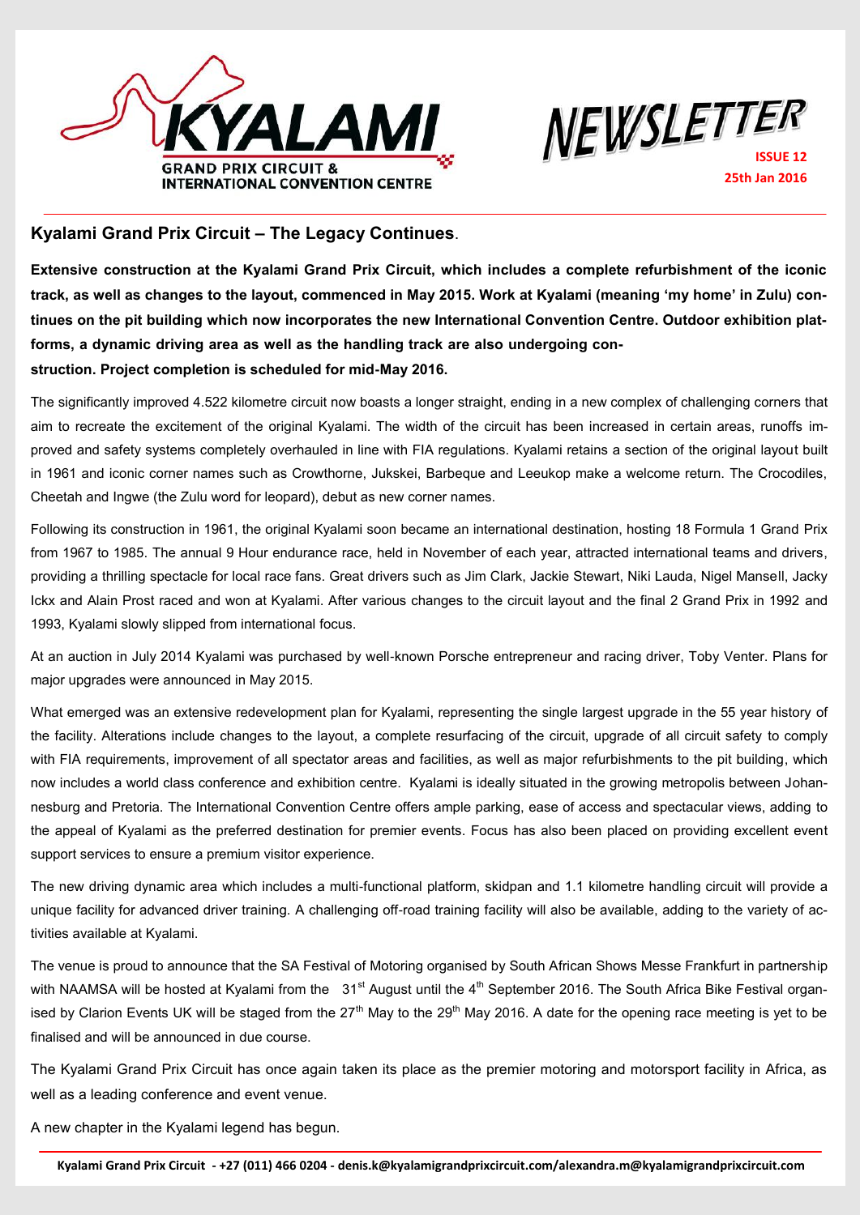KYALAMI GRAND PRIX CIRCUIT & INTERNATIONAL CONVENTION CENTRE

NEWSLETTER

ISSUE 12

25th Jan 2016

## Kyalami Grand Prix Circuit – The Legacy Continues.

**Extensive construction at the Kyalami Grand Prix Circuit, which includes a complete refurbishment of the iconic track, as well as changes to the layout, commenced in May 2015. Work at Kyalami (meaning 'my home' in Zulu) continues on the pit building which now incorporates the new International Convention Centre. Outdoor exhibition platforms, a dynamic driving area as well as the handling track are also undergoing construction. Project completion is scheduled for mid-May 2016.**

The significantly improved 4.522 kilometre circuit now boasts a longer straight, ending in a new complex of challenging corners that aim to recreate the excitement of the original Kyalami. The width of the circuit has been increased in certain areas, runoffs improved and safety systems completely overhauled in line with FIA regulations. Kyalami retains a section of the original layout built in 1961 and iconic corner names such as Crowthorne, Jukskei, Barbeque and Leeukop make a welcome return. The Crocodiles, Cheetah and Ingwe (the Zulu word for leopard), debut as new corner names.

Following its construction in 1961, the original Kyalami soon became an international destination, hosting 18 Formula 1 Grand Prix from 1967 to 1985. The annual 9 Hour endurance race, held in November of each year, attracted international teams and drivers, providing a thrilling spectacle for local race fans. Great drivers such as Jim Clark, Jackie Stewart, Niki Lauda, Nigel Mansell, Jacky Ickx and Alain Prost raced and won at Kyalami. After various changes to the circuit layout and the final 2 Grand Prix in 1992 and 1993, Kyalami slowly slipped from international focus.

At an auction in July 2014 Kyalami was purchased by well-known Porsche entrepreneur and racing driver, Toby Venter. Plans for major upgrades were announced in May 2015.

What emerged was an extensive redevelopment plan for Kyalami, representing the single largest upgrade in the 55 year history of the facility. Alterations include changes to the layout, a complete resurfacing of the circuit, upgrade of all circuit safety to comply with FIA requirements, improvement of all spectator areas and facilities, as well as major refurbishments to the pit building, which now includes a world class conference and exhibition centre. Kyalami is ideally situated in the growing metropolis between Johannesburg and Pretoria. The International Convention Centre offers ample parking, ease of access and spectacular views, adding to the appeal of Kyalami as the preferred destination for premier events. Focus has also been placed on providing excellent event support services to ensure a premium visitor experience.

The new driving dynamic area which includes a multi-functional platform, skidpan and 1.1 kilometre handling circuit will provide a unique facility for advanced driver training. A challenging off-road training facility will also be available, adding to the variety of activities available at Kyalami.

The venue is proud to announce that the SA Festival of Motoring organised by South African Shows Messe Frankfurt in partnership with NAAMSA will be hosted at Kyalami from the 31st August until the 4th September 2016. The South Africa Bike Festival organised by Clarion Events UK will be staged from the 27th May to the 29th May 2016. A date for the opening race meeting is yet to be finalised and will be announced in due course.

The Kyalami Grand Prix Circuit has once again taken its place as the premier motoring and motorsport facility in Africa, as well as a leading conference and event venue.

A new chapter in the Kyalami legend has begun.

**Kyalami Grand Prix Circuit - +27 (011) 466 0204 - denis.k@kyalamigrandprixcircuit.com/alexandra.m@kyalamigrandprixcircuit.com**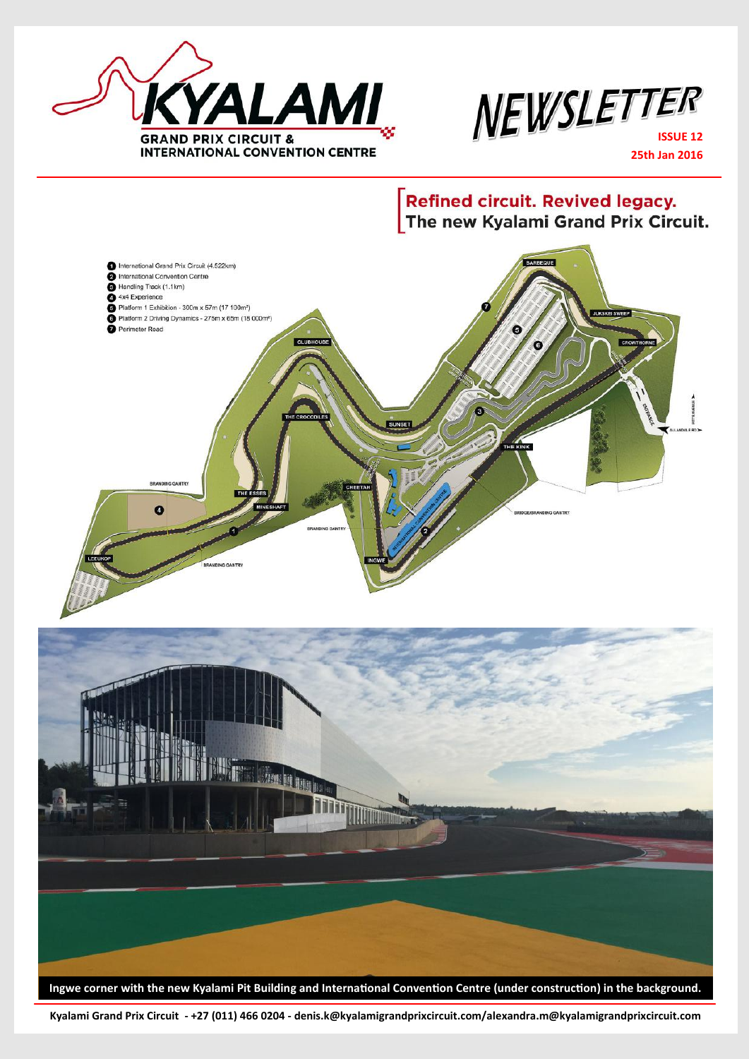# KYALAMI GRAND PRIX CIRCUIT & INTERNATIONAL CONVENTION CENTRE

# NEWSLETTER

**ISSUE 12**
**25th Jan 2016**

## Refined circuit. Revived legacy.
## The new Kyalami Grand Prix Circuit.

1. International Grand Prix Circuit (4.522km)
2. International Convention Centre
3. Handling Track (1.1km)
4. 4x4 Experience
5. Platform 1 Exhibition - 300m x 57m (17 100m²)
6. Platform 2 Driving Dynamics - 275m x 65m (18 000m²)
7. Perimeter Road

**Ingwe corner with the new Kyalami Pit Building and International Convention Centre (under construction) in the background.**

**Kyalami Grand Prix Circuit - +27 (011) 466 0204 - denis.k@kyalamigrandprixcircuit.com/alexandra.m@kyalamigrandprixcircuit.com**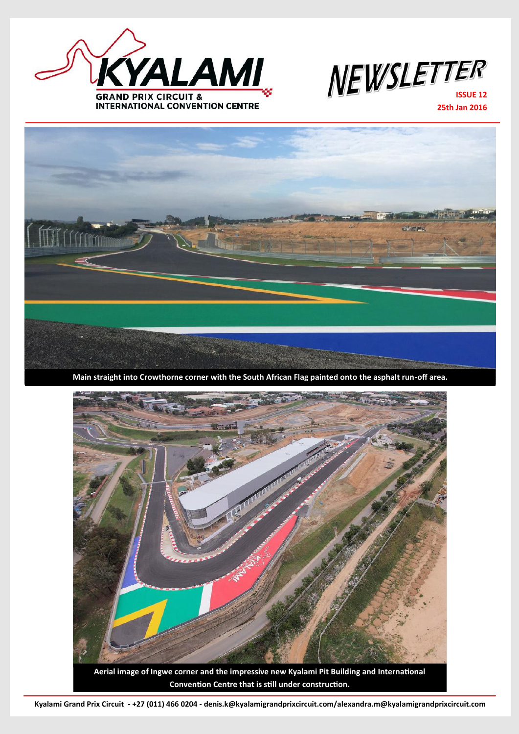**KYALAMI**

**GRAND PRIX CIRCUIT & INTERNATIONAL CONVENTION CENTRE**

# NEWSLETTER

**ISSUE 12**

**25th Jan 2016**

Main straight into Crowthorne corner with the South African Flag painted onto the asphalt run-off area.

Aerial image of Ingwe corner and the impressive new Kyalami Pit Building and International Convention Centre that is still under construction.

Kyalami Grand Prix Circuit - +27 (011) 466 0204 - denis.k@kyalamigrandprixcircuit.com/alexandra.m@kyalamigrandprixcircuit.com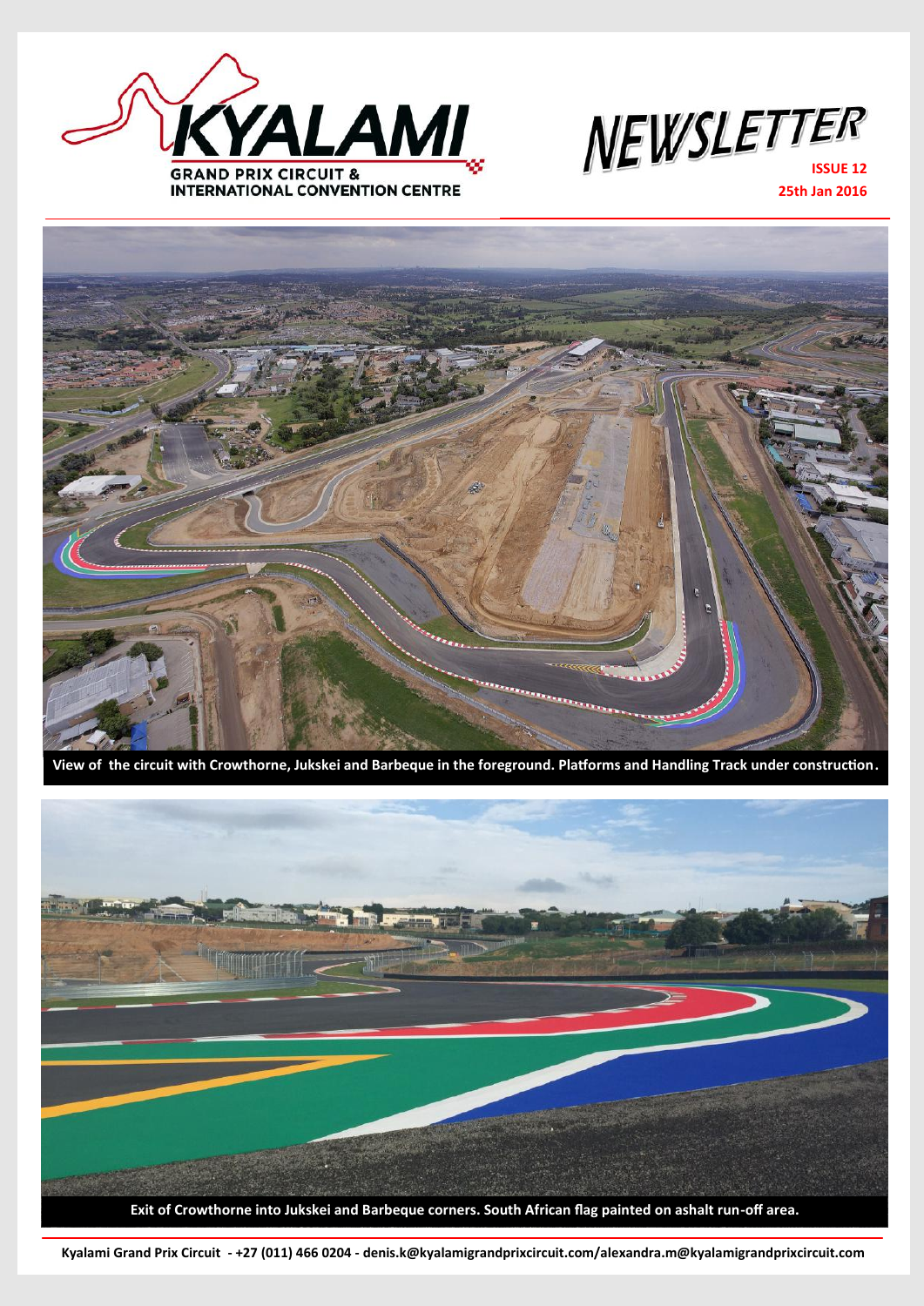# NEWSLETTER

**ISSUE 12**
**25th Jan 2016**

**View of the circuit with Crowthorne, Jukskei and Barbeque in the foreground. Platforms and Handling Track under construction.**

**Exit of Crowthorne into Jukskei and Barbeque corners. South African flag painted on ashalt run-off area.**

**Kyalami Grand Prix Circuit - +27 (011) 466 0204 - denis.k@kyalamigrandprixcircuit.com/alexandra.m@kyalamigrandprixcircuit.com**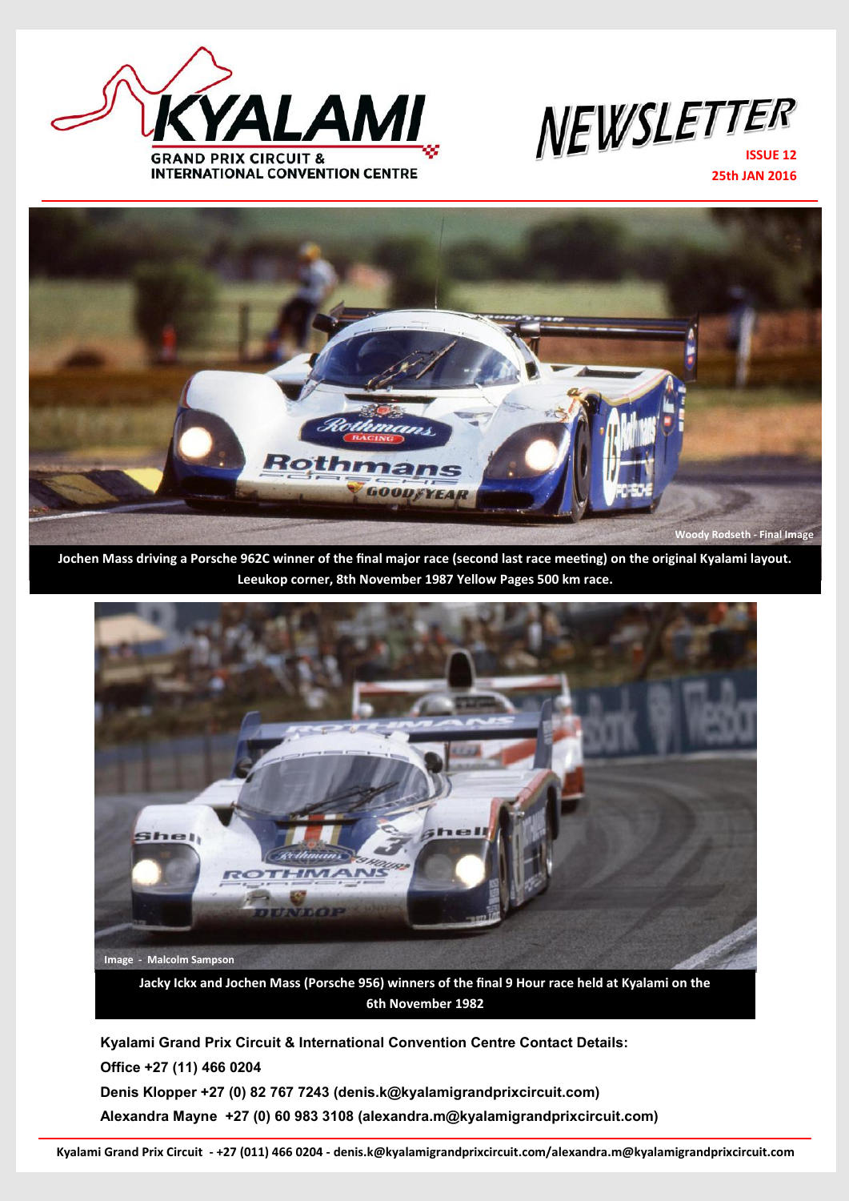# KYALAMI

GRAND PRIX CIRCUIT & INTERNATIONAL CONVENTION CENTRE

# NEWSLETTER

**ISSUE 12**
**25th JAN 2016**

Woody Rodseth - Final Image

**Jochen Mass driving a Porsche 962C winner of the final major race (second last race meeting) on the original Kyalami layout. Leeukop corner, 8th November 1987 Yellow Pages 500 km race.**

Image - Malcolm Sampson

**Jacky Ickx and Jochen Mass (Porsche 956) winners of the final 9 Hour race held at Kyalami on the 6th November 1982**

**Kyalami Grand Prix Circuit & International Convention Centre Contact Details:**

**Office +27 (11) 466 0204**

**Denis Klopper +27 (0) 82 767 7243 (denis.k@kyalamigrandprixcircuit.com)**

**Alexandra Mayne +27 (0) 60 983 3108 (alexandra.m@kyalamigrandprixcircuit.com)**